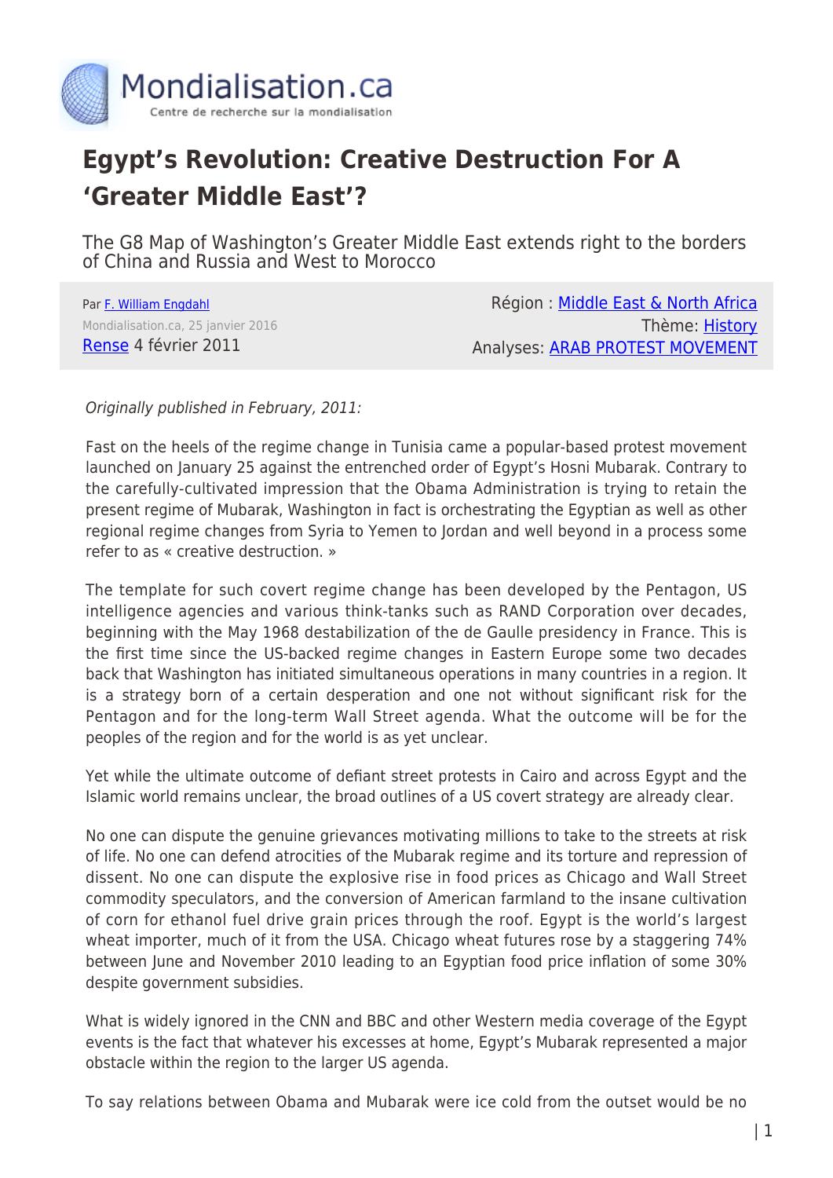# Egypt's Revolution: Creative Destruction For A 'Greater Middle East'?

The G8 Map of Washington's Greater Middle East extends right to the borders of China and Russia and West to Morocco

Par F. William Engdahl
Mondialisation.ca, 25 janvier 2016
Rense 4 février 2011

Région : Middle East & North Africa
Thème: History
Analyses: ARAB PROTEST MOVEMENT

*Originally published in February, 2011:*

Fast on the heels of the regime change in Tunisia came a popular-based protest movement launched on January 25 against the entrenched order of Egypt's Hosni Mubarak. Contrary to the carefully-cultivated impression that the Obama Administration is trying to retain the present regime of Mubarak, Washington in fact is orchestrating the Egyptian as well as other regional regime changes from Syria to Yemen to Jordan and well beyond in a process some refer to as « creative destruction. »

The template for such covert regime change has been developed by the Pentagon, US intelligence agencies and various think-tanks such as RAND Corporation over decades, beginning with the May 1968 destabilization of the de Gaulle presidency in France. This is the first time since the US-backed regime changes in Eastern Europe some two decades back that Washington has initiated simultaneous operations in many countries in a region. It is a strategy born of a certain desperation and one not without significant risk for the Pentagon and for the long-term Wall Street agenda. What the outcome will be for the peoples of the region and for the world is as yet unclear.

Yet while the ultimate outcome of defiant street protests in Cairo and across Egypt and the Islamic world remains unclear, the broad outlines of a US covert strategy are already clear.

No one can dispute the genuine grievances motivating millions to take to the streets at risk of life. No one can defend atrocities of the Mubarak regime and its torture and repression of dissent. No one can dispute the explosive rise in food prices as Chicago and Wall Street commodity speculators, and the conversion of American farmland to the insane cultivation of corn for ethanol fuel drive grain prices through the roof. Egypt is the world's largest wheat importer, much of it from the USA. Chicago wheat futures rose by a staggering 74% between June and November 2010 leading to an Egyptian food price inflation of some 30% despite government subsidies.

What is widely ignored in the CNN and BBC and other Western media coverage of the Egypt events is the fact that whatever his excesses at home, Egypt's Mubarak represented a major obstacle within the region to the larger US agenda.

To say relations between Obama and Mubarak were ice cold from the outset would be no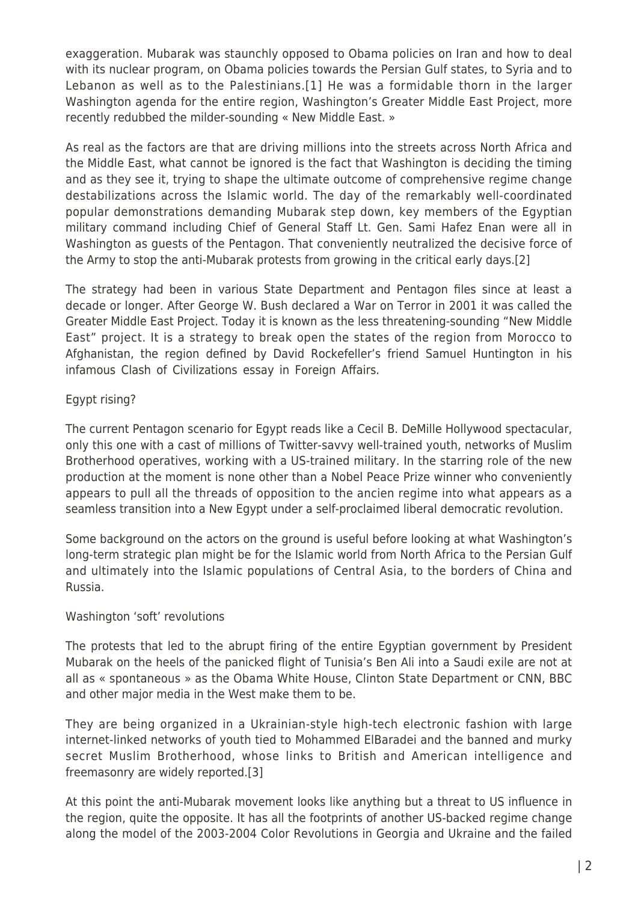exaggeration. Mubarak was staunchly opposed to Obama policies on Iran and how to deal with its nuclear program, on Obama policies towards the Persian Gulf states, to Syria and to Lebanon as well as to the Palestinians.[1] He was a formidable thorn in the larger Washington agenda for the entire region, Washington's Greater Middle East Project, more recently redubbed the milder-sounding « New Middle East. »

As real as the factors are that are driving millions into the streets across North Africa and the Middle East, what cannot be ignored is the fact that Washington is deciding the timing and as they see it, trying to shape the ultimate outcome of comprehensive regime change destabilizations across the Islamic world. The day of the remarkably well-coordinated popular demonstrations demanding Mubarak step down, key members of the Egyptian military command including Chief of General Staff Lt. Gen. Sami Hafez Enan were all in Washington as guests of the Pentagon. That conveniently neutralized the decisive force of the Army to stop the anti-Mubarak protests from growing in the critical early days.[2]

The strategy had been in various State Department and Pentagon files since at least a decade or longer. After George W. Bush declared a War on Terror in 2001 it was called the Greater Middle East Project. Today it is known as the less threatening-sounding "New Middle East" project. It is a strategy to break open the states of the region from Morocco to Afghanistan, the region defined by David Rockefeller's friend Samuel Huntington in his infamous Clash of Civilizations essay in Foreign Affairs.

## Egypt rising?

The current Pentagon scenario for Egypt reads like a Cecil B. DeMille Hollywood spectacular, only this one with a cast of millions of Twitter-savvy well-trained youth, networks of Muslim Brotherhood operatives, working with a US-trained military. In the starring role of the new production at the moment is none other than a Nobel Peace Prize winner who conveniently appears to pull all the threads of opposition to the ancien regime into what appears as a seamless transition into a New Egypt under a self-proclaimed liberal democratic revolution.

Some background on the actors on the ground is useful before looking at what Washington's long-term strategic plan might be for the Islamic world from North Africa to the Persian Gulf and ultimately into the Islamic populations of Central Asia, to the borders of China and Russia.

## Washington 'soft' revolutions

The protests that led to the abrupt firing of the entire Egyptian government by President Mubarak on the heels of the panicked flight of Tunisia's Ben Ali into a Saudi exile are not at all as « spontaneous » as the Obama White House, Clinton State Department or CNN, BBC and other major media in the West make them to be.

They are being organized in a Ukrainian-style high-tech electronic fashion with large internet-linked networks of youth tied to Mohammed ElBaradei and the banned and murky secret Muslim Brotherhood, whose links to British and American intelligence and freemasonry are widely reported.[3]

At this point the anti-Mubarak movement looks like anything but a threat to US influence in the region, quite the opposite. It has all the footprints of another US-backed regime change along the model of the 2003-2004 Color Revolutions in Georgia and Ukraine and the failed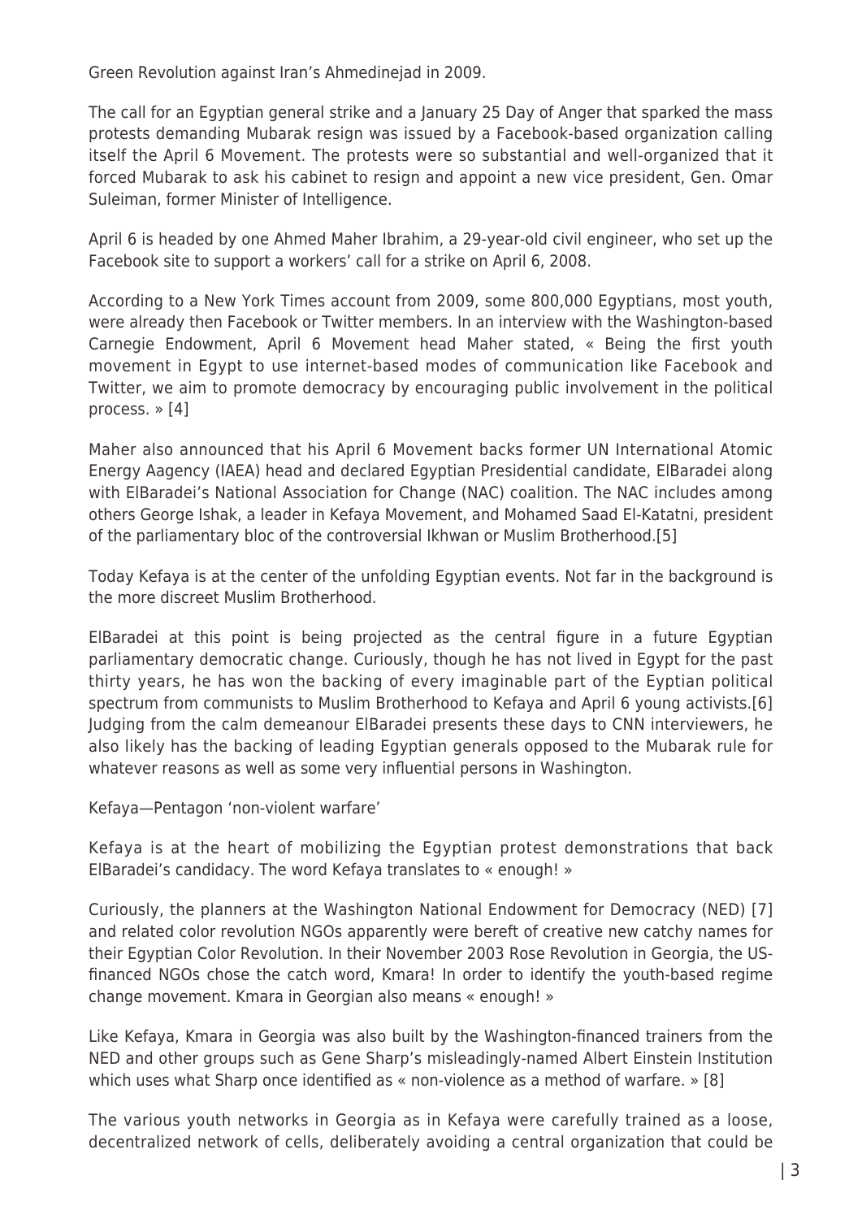Green Revolution against Iran's Ahmedinejad in 2009.

The call for an Egyptian general strike and a January 25 Day of Anger that sparked the mass protests demanding Mubarak resign was issued by a Facebook-based organization calling itself the April 6 Movement. The protests were so substantial and well-organized that it forced Mubarak to ask his cabinet to resign and appoint a new vice president, Gen. Omar Suleiman, former Minister of Intelligence.

April 6 is headed by one Ahmed Maher Ibrahim, a 29-year-old civil engineer, who set up the Facebook site to support a workers' call for a strike on April 6, 2008.

According to a New York Times account from 2009, some 800,000 Egyptians, most youth, were already then Facebook or Twitter members. In an interview with the Washington-based Carnegie Endowment, April 6 Movement head Maher stated, « Being the first youth movement in Egypt to use internet-based modes of communication like Facebook and Twitter, we aim to promote democracy by encouraging public involvement in the political process. » [4]

Maher also announced that his April 6 Movement backs former UN International Atomic Energy Aagency (IAEA) head and declared Egyptian Presidential candidate, ElBaradei along with ElBaradei's National Association for Change (NAC) coalition. The NAC includes among others George Ishak, a leader in Kefaya Movement, and Mohamed Saad El-Katatni, president of the parliamentary bloc of the controversial Ikhwan or Muslim Brotherhood.[5]

Today Kefaya is at the center of the unfolding Egyptian events. Not far in the background is the more discreet Muslim Brotherhood.

ElBaradei at this point is being projected as the central figure in a future Egyptian parliamentary democratic change. Curiously, though he has not lived in Egypt for the past thirty years, he has won the backing of every imaginable part of the Eyptian political spectrum from communists to Muslim Brotherhood to Kefaya and April 6 young activists.[6] Judging from the calm demeanour ElBaradei presents these days to CNN interviewers, he also likely has the backing of leading Egyptian generals opposed to the Mubarak rule for whatever reasons as well as some very influential persons in Washington.

## Kefaya—Pentagon 'non-violent warfare'

Kefaya is at the heart of mobilizing the Egyptian protest demonstrations that back ElBaradei's candidacy. The word Kefaya translates to « enough! »

Curiously, the planners at the Washington National Endowment for Democracy (NED) [7] and related color revolution NGOs apparently were bereft of creative new catchy names for their Egyptian Color Revolution. In their November 2003 Rose Revolution in Georgia, the US-financed NGOs chose the catch word, Kmara! In order to identify the youth-based regime change movement. Kmara in Georgian also means « enough! »

Like Kefaya, Kmara in Georgia was also built by the Washington-financed trainers from the NED and other groups such as Gene Sharp's misleadingly-named Albert Einstein Institution which uses what Sharp once identified as « non-violence as a method of warfare. » [8]

The various youth networks in Georgia as in Kefaya were carefully trained as a loose, decentralized network of cells, deliberately avoiding a central organization that could be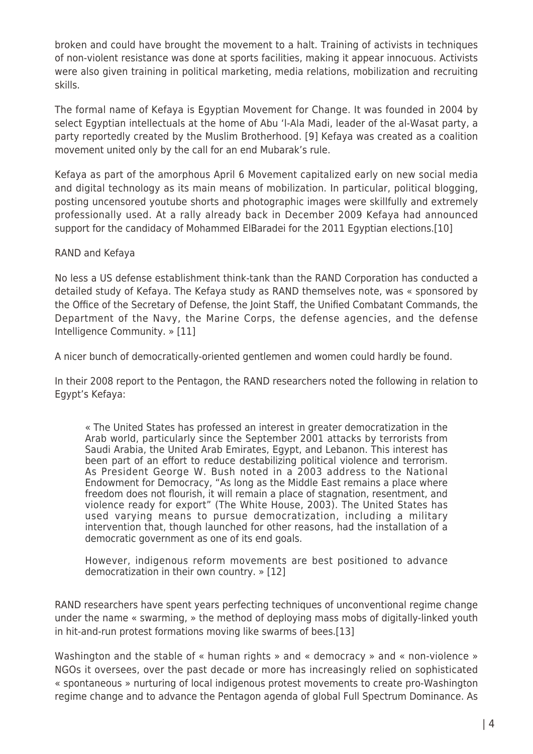broken and could have brought the movement to a halt. Training of activists in techniques of non-violent resistance was done at sports facilities, making it appear innocuous. Activists were also given training in political marketing, media relations, mobilization and recruiting skills.

The formal name of Kefaya is Egyptian Movement for Change. It was founded in 2004 by select Egyptian intellectuals at the home of Abu 'l-Ala Madi, leader of the al-Wasat party, a party reportedly created by the Muslim Brotherhood. [9] Kefaya was created as a coalition movement united only by the call for an end Mubarak's rule.

Kefaya as part of the amorphous April 6 Movement capitalized early on new social media and digital technology as its main means of mobilization. In particular, political blogging, posting uncensored youtube shorts and photographic images were skillfully and extremely professionally used. At a rally already back in December 2009 Kefaya had announced support for the candidacy of Mohammed ElBaradei for the 2011 Egyptian elections.[10]

RAND and Kefaya

No less a US defense establishment think-tank than the RAND Corporation has conducted a detailed study of Kefaya. The Kefaya study as RAND themselves note, was « sponsored by the Office of the Secretary of Defense, the Joint Staff, the Unified Combatant Commands, the Department of the Navy, the Marine Corps, the defense agencies, and the defense Intelligence Community. » [11]

A nicer bunch of democratically-oriented gentlemen and women could hardly be found.

In their 2008 report to the Pentagon, the RAND researchers noted the following in relation to Egypt's Kefaya:

> « The United States has professed an interest in greater democratization in the Arab world, particularly since the September 2001 attacks by terrorists from Saudi Arabia, the United Arab Emirates, Egypt, and Lebanon. This interest has been part of an effort to reduce destabilizing political violence and terrorism. As President George W. Bush noted in a 2003 address to the National Endowment for Democracy, "As long as the Middle East remains a place where freedom does not flourish, it will remain a place of stagnation, resentment, and violence ready for export" (The White House, 2003). The United States has used varying means to pursue democratization, including a military intervention that, though launched for other reasons, had the installation of a democratic government as one of its end goals.
>
> However, indigenous reform movements are best positioned to advance democratization in their own country. » [12]

RAND researchers have spent years perfecting techniques of unconventional regime change under the name « swarming, » the method of deploying mass mobs of digitally-linked youth in hit-and-run protest formations moving like swarms of bees.[13]

Washington and the stable of « human rights » and « democracy » and « non-violence » NGOs it oversees, over the past decade or more has increasingly relied on sophisticated « spontaneous » nurturing of local indigenous protest movements to create pro-Washington regime change and to advance the Pentagon agenda of global Full Spectrum Dominance. As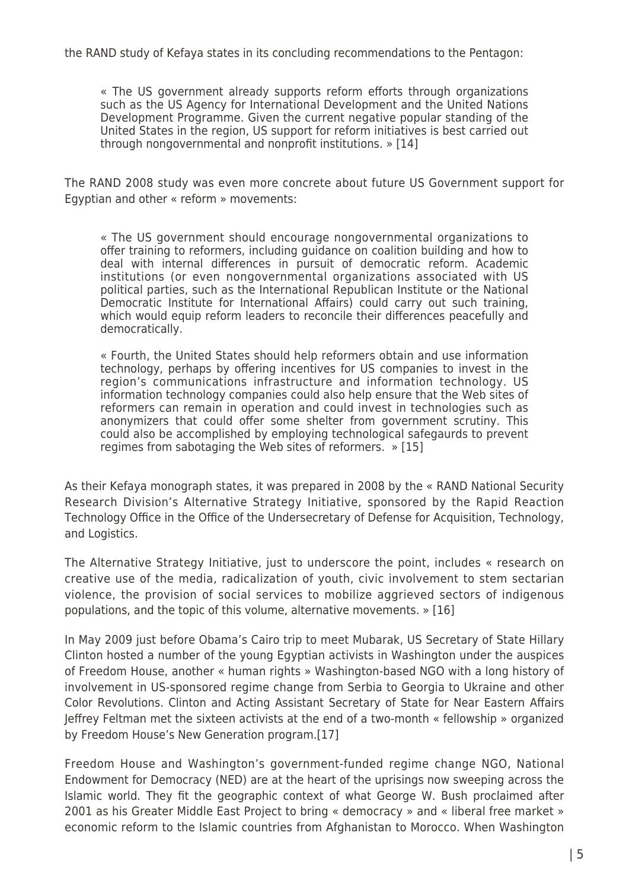the RAND study of Kefaya states in its concluding recommendations to the Pentagon:

> « The US government already supports reform efforts through organizations such as the US Agency for International Development and the United Nations Development Programme. Given the current negative popular standing of the United States in the region, US support for reform initiatives is best carried out through nongovernmental and nonprofit institutions. » [14]

The RAND 2008 study was even more concrete about future US Government support for Egyptian and other « reform » movements:

> « The US government should encourage nongovernmental organizations to offer training to reformers, including guidance on coalition building and how to deal with internal differences in pursuit of democratic reform. Academic institutions (or even nongovernmental organizations associated with US political parties, such as the International Republican Institute or the National Democratic Institute for International Affairs) could carry out such training, which would equip reform leaders to reconcile their differences peacefully and democratically.
>
> « Fourth, the United States should help reformers obtain and use information technology, perhaps by offering incentives for US companies to invest in the region's communications infrastructure and information technology. US information technology companies could also help ensure that the Web sites of reformers can remain in operation and could invest in technologies such as anonymizers that could offer some shelter from government scrutiny. This could also be accomplished by employing technological safegaurds to prevent regimes from sabotaging the Web sites of reformers. » [15]

As their Kefaya monograph states, it was prepared in 2008 by the « RAND National Security Research Division's Alternative Strategy Initiative, sponsored by the Rapid Reaction Technology Office in the Office of the Undersecretary of Defense for Acquisition, Technology, and Logistics.

The Alternative Strategy Initiative, just to underscore the point, includes « research on creative use of the media, radicalization of youth, civic involvement to stem sectarian violence, the provision of social services to mobilize aggrieved sectors of indigenous populations, and the topic of this volume, alternative movements. » [16]

In May 2009 just before Obama's Cairo trip to meet Mubarak, US Secretary of State Hillary Clinton hosted a number of the young Egyptian activists in Washington under the auspices of Freedom House, another « human rights » Washington-based NGO with a long history of involvement in US-sponsored regime change from Serbia to Georgia to Ukraine and other Color Revolutions. Clinton and Acting Assistant Secretary of State for Near Eastern Affairs Jeffrey Feltman met the sixteen activists at the end of a two-month « fellowship » organized by Freedom House's New Generation program.[17]

Freedom House and Washington's government-funded regime change NGO, National Endowment for Democracy (NED) are at the heart of the uprisings now sweeping across the Islamic world. They fit the geographic context of what George W. Bush proclaimed after 2001 as his Greater Middle East Project to bring « democracy » and « liberal free market » economic reform to the Islamic countries from Afghanistan to Morocco. When Washington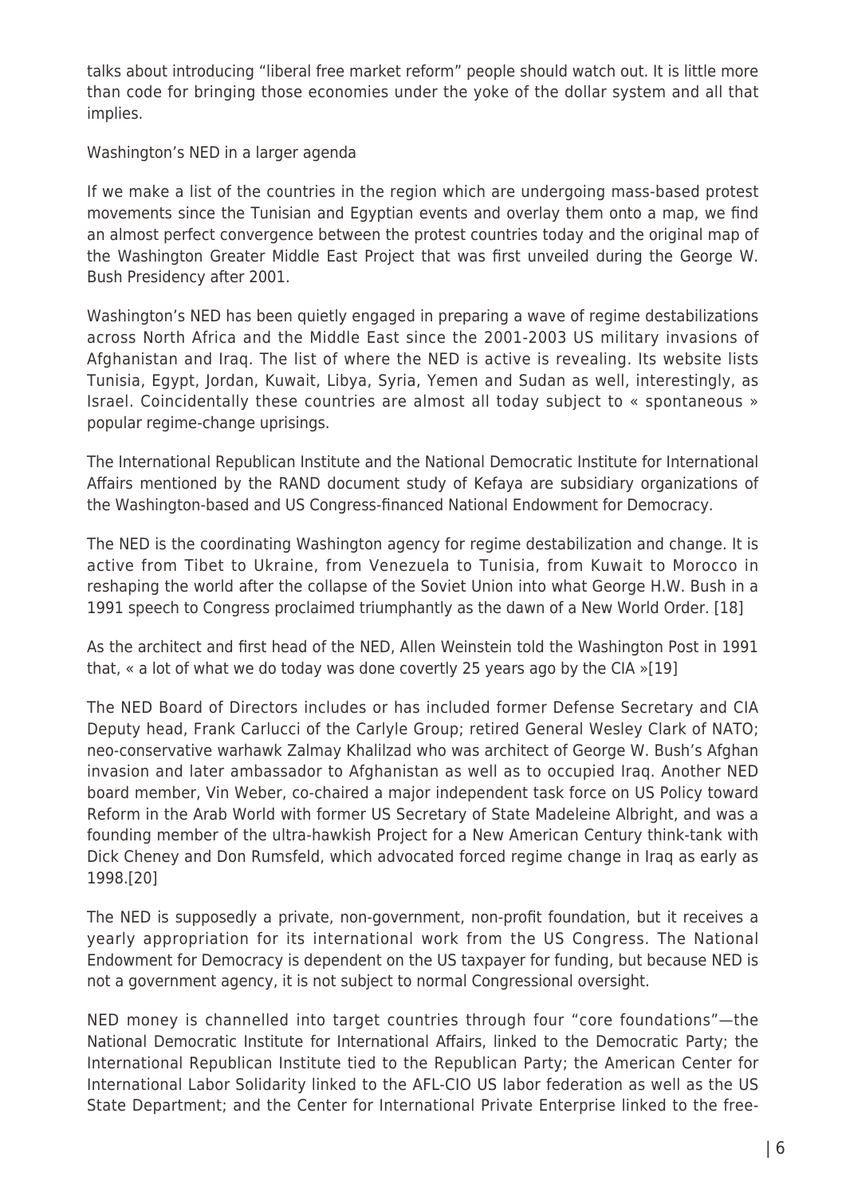talks about introducing "liberal free market reform" people should watch out. It is little more than code for bringing those economies under the yoke of the dollar system and all that implies.

## Washington's NED in a larger agenda

If we make a list of the countries in the region which are undergoing mass-based protest movements since the Tunisian and Egyptian events and overlay them onto a map, we find an almost perfect convergence between the protest countries today and the original map of the Washington Greater Middle East Project that was first unveiled during the George W. Bush Presidency after 2001.

Washington's NED has been quietly engaged in preparing a wave of regime destabilizations across North Africa and the Middle East since the 2001-2003 US military invasions of Afghanistan and Iraq. The list of where the NED is active is revealing. Its website lists Tunisia, Egypt, Jordan, Kuwait, Libya, Syria, Yemen and Sudan as well, interestingly, as Israel. Coincidentally these countries are almost all today subject to « spontaneous » popular regime-change uprisings.

The International Republican Institute and the National Democratic Institute for International Affairs mentioned by the RAND document study of Kefaya are subsidiary organizations of the Washington-based and US Congress-financed National Endowment for Democracy.

The NED is the coordinating Washington agency for regime destabilization and change. It is active from Tibet to Ukraine, from Venezuela to Tunisia, from Kuwait to Morocco in reshaping the world after the collapse of the Soviet Union into what George H.W. Bush in a 1991 speech to Congress proclaimed triumphantly as the dawn of a New World Order. [18]

As the architect and first head of the NED, Allen Weinstein told the Washington Post in 1991 that, « a lot of what we do today was done covertly 25 years ago by the CIA »[19]

The NED Board of Directors includes or has included former Defense Secretary and CIA Deputy head, Frank Carlucci of the Carlyle Group; retired General Wesley Clark of NATO; neo-conservative warhawk Zalmay Khalilzad who was architect of George W. Bush's Afghan invasion and later ambassador to Afghanistan as well as to occupied Iraq. Another NED board member, Vin Weber, co-chaired a major independent task force on US Policy toward Reform in the Arab World with former US Secretary of State Madeleine Albright, and was a founding member of the ultra-hawkish Project for a New American Century think-tank with Dick Cheney and Don Rumsfeld, which advocated forced regime change in Iraq as early as 1998.[20]

The NED is supposedly a private, non-government, non-profit foundation, but it receives a yearly appropriation for its international work from the US Congress. The National Endowment for Democracy is dependent on the US taxpayer for funding, but because NED is not a government agency, it is not subject to normal Congressional oversight.

NED money is channelled into target countries through four "core foundations"—the National Democratic Institute for International Affairs, linked to the Democratic Party; the International Republican Institute tied to the Republican Party; the American Center for International Labor Solidarity linked to the AFL-CIO US labor federation as well as the US State Department; and the Center for International Private Enterprise linked to the free-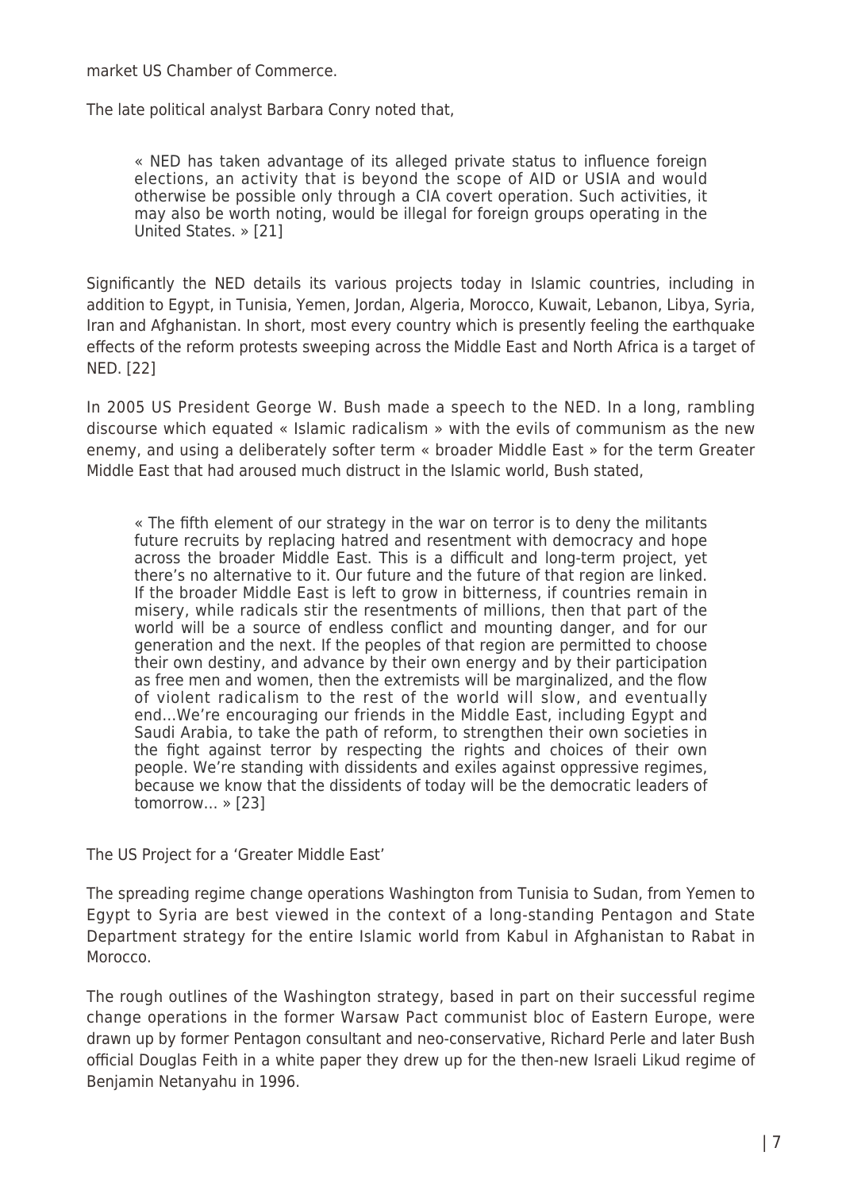market US Chamber of Commerce.

The late political analyst Barbara Conry noted that,

> « NED has taken advantage of its alleged private status to influence foreign elections, an activity that is beyond the scope of AID or USIA and would otherwise be possible only through a CIA covert operation. Such activities, it may also be worth noting, would be illegal for foreign groups operating in the United States. » [21]

Significantly the NED details its various projects today in Islamic countries, including in addition to Egypt, in Tunisia, Yemen, Jordan, Algeria, Morocco, Kuwait, Lebanon, Libya, Syria, Iran and Afghanistan. In short, most every country which is presently feeling the earthquake effects of the reform protests sweeping across the Middle East and North Africa is a target of NED. [22]

In 2005 US President George W. Bush made a speech to the NED. In a long, rambling discourse which equated « Islamic radicalism » with the evils of communism as the new enemy, and using a deliberately softer term « broader Middle East » for the term Greater Middle East that had aroused much distruct in the Islamic world, Bush stated,

> « The fifth element of our strategy in the war on terror is to deny the militants future recruits by replacing hatred and resentment with democracy and hope across the broader Middle East. This is a difficult and long-term project, yet there's no alternative to it. Our future and the future of that region are linked. If the broader Middle East is left to grow in bitterness, if countries remain in misery, while radicals stir the resentments of millions, then that part of the world will be a source of endless conflict and mounting danger, and for our generation and the next. If the peoples of that region are permitted to choose their own destiny, and advance by their own energy and by their participation as free men and women, then the extremists will be marginalized, and the flow of violent radicalism to the rest of the world will slow, and eventually end…We're encouraging our friends in the Middle East, including Egypt and Saudi Arabia, to take the path of reform, to strengthen their own societies in the fight against terror by respecting the rights and choices of their own people. We're standing with dissidents and exiles against oppressive regimes, because we know that the dissidents of today will be the democratic leaders of tomorrow… » [23]

The US Project for a 'Greater Middle East'

The spreading regime change operations Washington from Tunisia to Sudan, from Yemen to Egypt to Syria are best viewed in the context of a long-standing Pentagon and State Department strategy for the entire Islamic world from Kabul in Afghanistan to Rabat in Morocco.

The rough outlines of the Washington strategy, based in part on their successful regime change operations in the former Warsaw Pact communist bloc of Eastern Europe, were drawn up by former Pentagon consultant and neo-conservative, Richard Perle and later Bush official Douglas Feith in a white paper they drew up for the then-new Israeli Likud regime of Benjamin Netanyahu in 1996.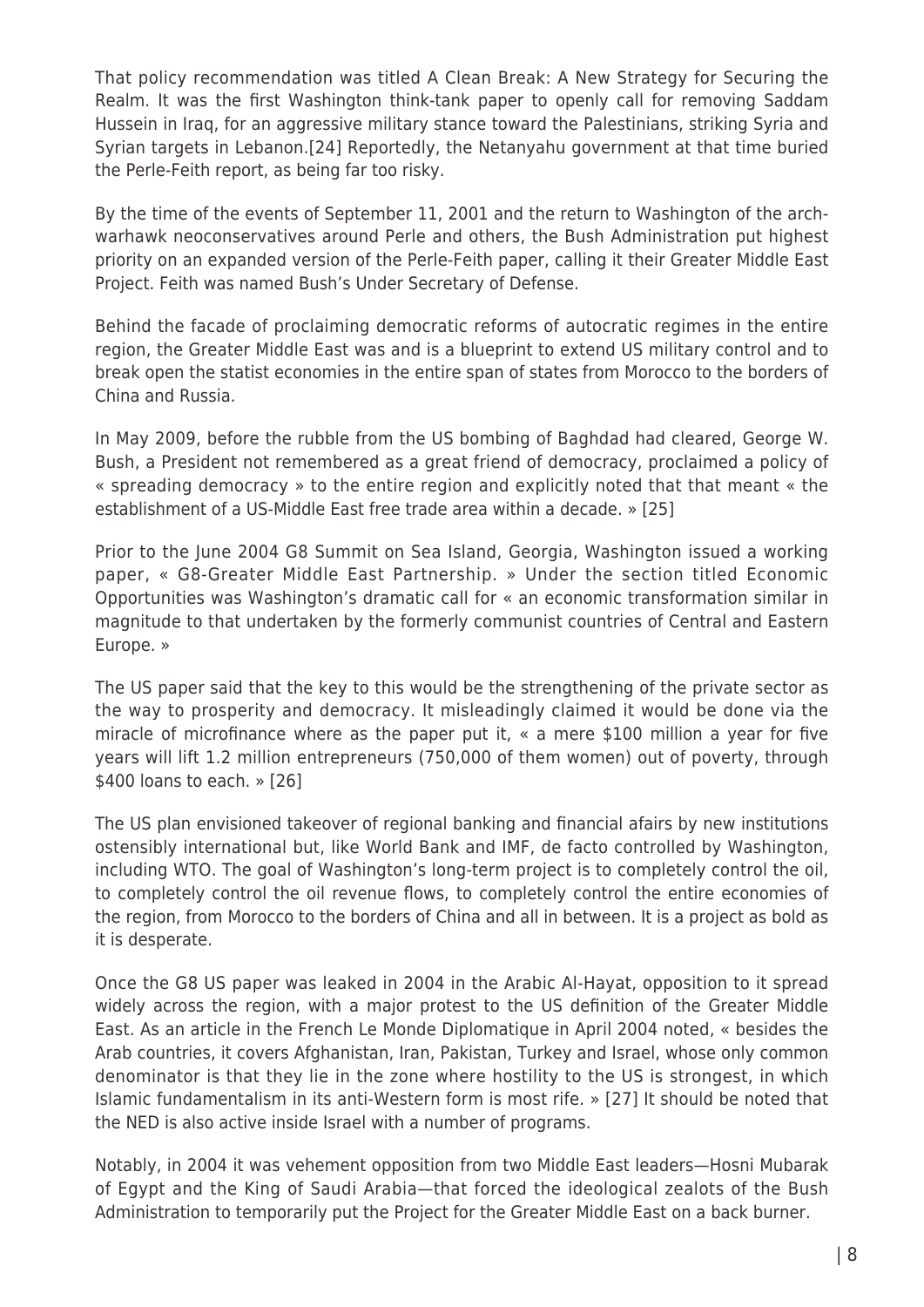That policy recommendation was titled A Clean Break: A New Strategy for Securing the Realm. It was the first Washington think-tank paper to openly call for removing Saddam Hussein in Iraq, for an aggressive military stance toward the Palestinians, striking Syria and Syrian targets in Lebanon.[24] Reportedly, the Netanyahu government at that time buried the Perle-Feith report, as being far too risky.

By the time of the events of September 11, 2001 and the return to Washington of the arch-warhawk neoconservatives around Perle and others, the Bush Administration put highest priority on an expanded version of the Perle-Feith paper, calling it their Greater Middle East Project. Feith was named Bush's Under Secretary of Defense.

Behind the facade of proclaiming democratic reforms of autocratic regimes in the entire region, the Greater Middle East was and is a blueprint to extend US military control and to break open the statist economies in the entire span of states from Morocco to the borders of China and Russia.

In May 2009, before the rubble from the US bombing of Baghdad had cleared, George W. Bush, a President not remembered as a great friend of democracy, proclaimed a policy of « spreading democracy » to the entire region and explicitly noted that that meant « the establishment of a US-Middle East free trade area within a decade. » [25]

Prior to the June 2004 G8 Summit on Sea Island, Georgia, Washington issued a working paper, « G8-Greater Middle East Partnership. » Under the section titled Economic Opportunities was Washington's dramatic call for « an economic transformation similar in magnitude to that undertaken by the formerly communist countries of Central and Eastern Europe. »

The US paper said that the key to this would be the strengthening of the private sector as the way to prosperity and democracy. It misleadingly claimed it would be done via the miracle of microfinance where as the paper put it, « a mere $100 million a year for five years will lift 1.2 million entrepreneurs (750,000 of them women) out of poverty, through $400 loans to each. » [26]

The US plan envisioned takeover of regional banking and financial afairs by new institutions ostensibly international but, like World Bank and IMF, de facto controlled by Washington, including WTO. The goal of Washington's long-term project is to completely control the oil, to completely control the oil revenue flows, to completely control the entire economies of the region, from Morocco to the borders of China and all in between. It is a project as bold as it is desperate.

Once the G8 US paper was leaked in 2004 in the Arabic Al-Hayat, opposition to it spread widely across the region, with a major protest to the US definition of the Greater Middle East. As an article in the French Le Monde Diplomatique in April 2004 noted, « besides the Arab countries, it covers Afghanistan, Iran, Pakistan, Turkey and Israel, whose only common denominator is that they lie in the zone where hostility to the US is strongest, in which Islamic fundamentalism in its anti-Western form is most rife. » [27] It should be noted that the NED is also active inside Israel with a number of programs.

Notably, in 2004 it was vehement opposition from two Middle East leaders—Hosni Mubarak of Egypt and the King of Saudi Arabia—that forced the ideological zealots of the Bush Administration to temporarily put the Project for the Greater Middle East on a back burner.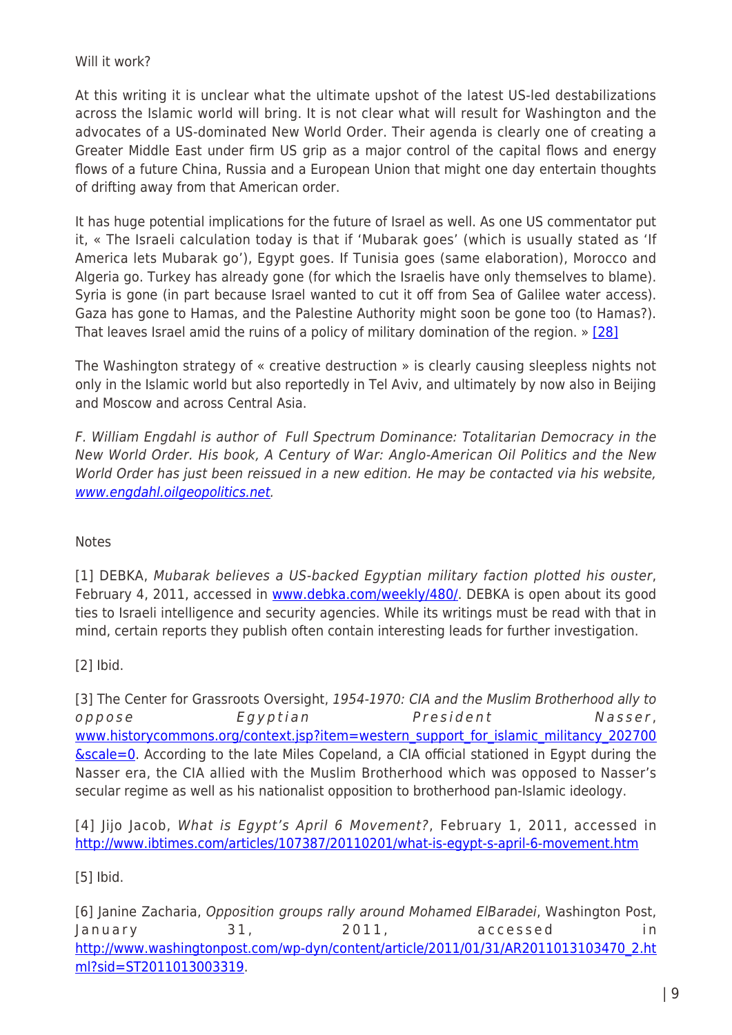Will it work?

At this writing it is unclear what the ultimate upshot of the latest US-led destabilizations across the Islamic world will bring. It is not clear what will result for Washington and the advocates of a US-dominated New World Order. Their agenda is clearly one of creating a Greater Middle East under firm US grip as a major control of the capital flows and energy flows of a future China, Russia and a European Union that might one day entertain thoughts of drifting away from that American order.

It has huge potential implications for the future of Israel as well. As one US commentator put it, « The Israeli calculation today is that if 'Mubarak goes' (which is usually stated as 'If America lets Mubarak go'), Egypt goes. If Tunisia goes (same elaboration), Morocco and Algeria go. Turkey has already gone (for which the Israelis have only themselves to blame). Syria is gone (in part because Israel wanted to cut it off from Sea of Galilee water access). Gaza has gone to Hamas, and the Palestine Authority might soon be gone too (to Hamas?). That leaves Israel amid the ruins of a policy of military domination of the region. » [28]

The Washington strategy of « creative destruction » is clearly causing sleepless nights not only in the Islamic world but also reportedly in Tel Aviv, and ultimately by now also in Beijing and Moscow and across Central Asia.

*F. William Engdahl is author of Full Spectrum Dominance: Totalitarian Democracy in the New World Order. His book, A Century of War: Anglo-American Oil Politics and the New World Order has just been reissued in a new edition. He may be contacted via his website, www.engdahl.oilgeopolitics.net.*

Notes

[1] DEBKA, *Mubarak believes a US-backed Egyptian military faction plotted his ouster*, February 4, 2011, accessed in www.debka.com/weekly/480/. DEBKA is open about its good ties to Israeli intelligence and security agencies. While its writings must be read with that in mind, certain reports they publish often contain interesting leads for further investigation.

[2] Ibid.

[3] The Center for Grassroots Oversight, *1954-1970: CIA and the Muslim Brotherhood ally to oppose Egyptian President Nasser*, www.historycommons.org/context.jsp?item=western_support_for_islamic_militancy_202700&scale=0. According to the late Miles Copeland, a CIA official stationed in Egypt during the Nasser era, the CIA allied with the Muslim Brotherhood which was opposed to Nasser's secular regime as well as his nationalist opposition to brotherhood pan-Islamic ideology.

[4] Jijo Jacob, *What is Egypt's April 6 Movement?*, February 1, 2011, accessed in http://www.ibtimes.com/articles/107387/20110201/what-is-egypt-s-april-6-movement.htm

[5] Ibid.

[6] Janine Zacharia, *Opposition groups rally around Mohamed ElBaradei*, Washington Post, January 31, 2011, accessed in http://www.washingtonpost.com/wp-dyn/content/article/2011/01/31/AR2011013103470_2.html?sid=ST2011013003319.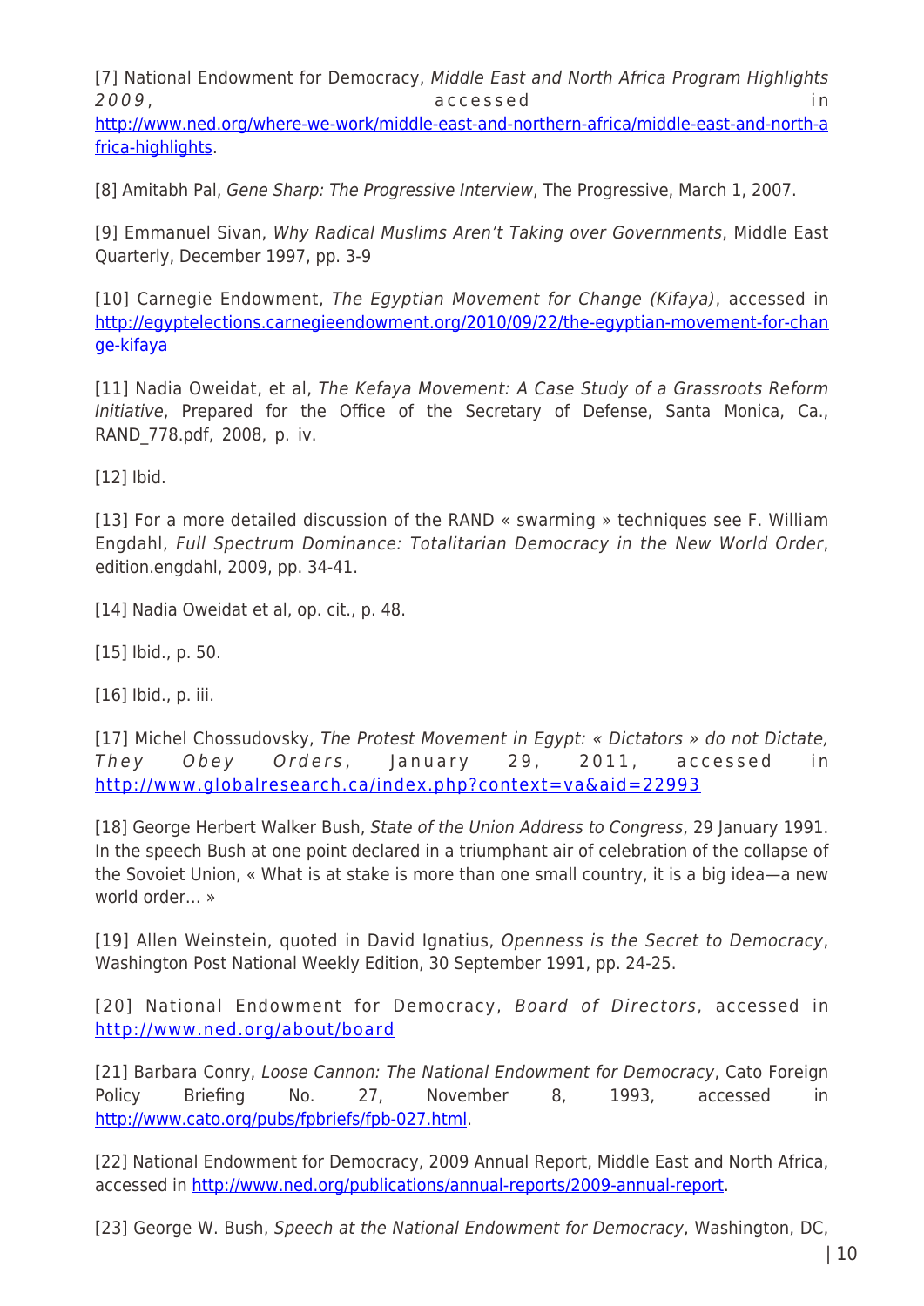[7] National Endowment for Democracy, *Middle East and North Africa Program Highlights 2009*, accessed in http://www.ned.org/where-we-work/middle-east-and-northern-africa/middle-east-and-north-africa-highlights.

[8] Amitabh Pal, *Gene Sharp: The Progressive Interview*, The Progressive, March 1, 2007.

[9] Emmanuel Sivan, *Why Radical Muslims Aren't Taking over Governments*, Middle East Quarterly, December 1997, pp. 3-9

[10] Carnegie Endowment, *The Egyptian Movement for Change (Kifaya)*, accessed in http://egyptelections.carnegieendowment.org/2010/09/22/the-egyptian-movement-for-change-kifaya

[11] Nadia Oweidat, et al, *The Kefaya Movement: A Case Study of a Grassroots Reform Initiative*, Prepared for the Office of the Secretary of Defense, Santa Monica, Ca., RAND_778.pdf, 2008, p. iv.

[12] Ibid.

[13] For a more detailed discussion of the RAND « swarming » techniques see F. William Engdahl, *Full Spectrum Dominance: Totalitarian Democracy in the New World Order*, edition.engdahl, 2009, pp. 34-41.

[14] Nadia Oweidat et al, op. cit., p. 48.

[15] Ibid., p. 50.

[16] Ibid., p. iii.

[17] Michel Chossudovsky, *The Protest Movement in Egypt: « Dictators » do not Dictate, They Obey Orders*, January 29, 2011, accessed in http://www.globalresearch.ca/index.php?context=va&aid=22993

[18] George Herbert Walker Bush, *State of the Union Address to Congress*, 29 January 1991. In the speech Bush at one point declared in a triumphant air of celebration of the collapse of the Sovoiet Union, « What is at stake is more than one small country, it is a big idea—a new world order… »

[19] Allen Weinstein, quoted in David Ignatius, *Openness is the Secret to Democracy*, Washington Post National Weekly Edition, 30 September 1991, pp. 24-25.

[20] National Endowment for Democracy, *Board of Directors*, accessed in http://www.ned.org/about/board

[21] Barbara Conry, *Loose Cannon: The National Endowment for Democracy*, Cato Foreign Policy Briefing No. 27, November 8, 1993, accessed in http://www.cato.org/pubs/fpbriefs/fpb-027.html.

[22] National Endowment for Democracy, 2009 Annual Report, Middle East and North Africa, accessed in http://www.ned.org/publications/annual-reports/2009-annual-report.

[23] George W. Bush, *Speech at the National Endowment for Democracy*, Washington, DC,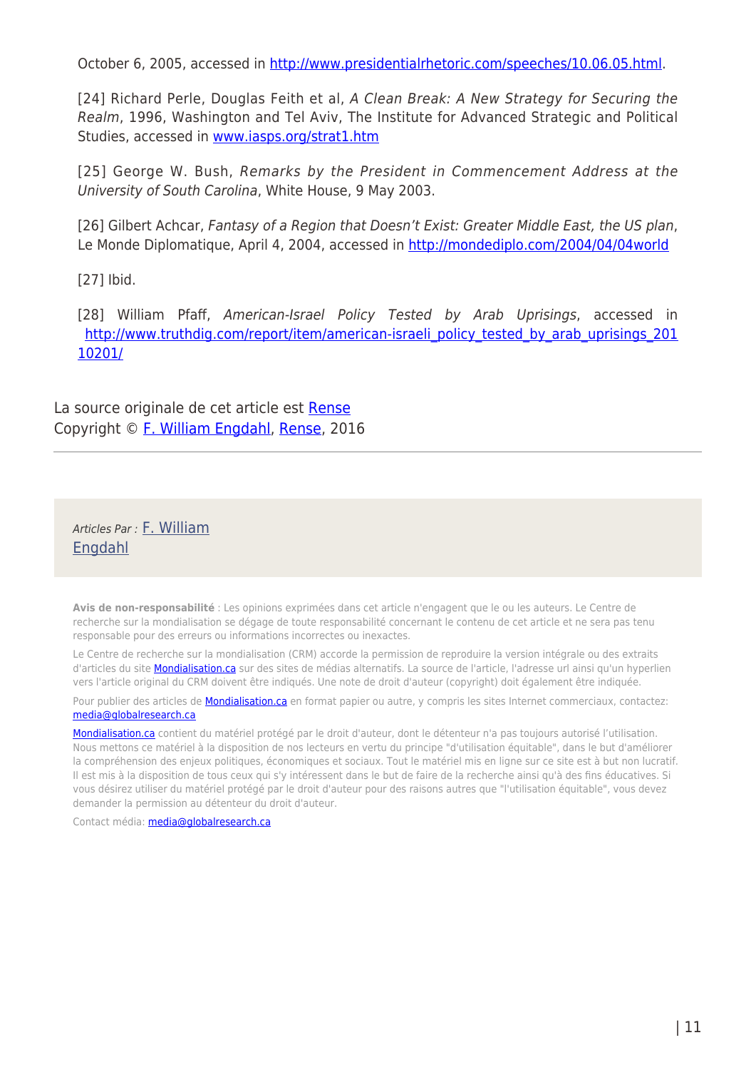October 6, 2005, accessed in http://www.presidentialrhetoric.com/speeches/10.06.05.html.

[24] Richard Perle, Douglas Feith et al, *A Clean Break: A New Strategy for Securing the Realm*, 1996, Washington and Tel Aviv, The Institute for Advanced Strategic and Political Studies, accessed in www.iasps.org/strat1.htm

[25] George W. Bush, *Remarks by the President in Commencement Address at the University of South Carolina*, White House, 9 May 2003.

[26] Gilbert Achcar, *Fantasy of a Region that Doesn't Exist: Greater Middle East, the US plan*, Le Monde Diplomatique, April 4, 2004, accessed in http://mondediplo.com/2004/04/04world

[27] Ibid.

[28] William Pfaff, *American-Israel Policy Tested by Arab Uprisings*, accessed in http://www.truthdig.com/report/item/american-israeli_policy_tested_by_arab_uprisings_20110201/

La source originale de cet article est Rense
Copyright © F. William Engdahl, Rense, 2016

---

*Articles Par :* F. William Engdahl

**Avis de non-responsabilité** : Les opinions exprimées dans cet article n'engagent que le ou les auteurs. Le Centre de recherche sur la mondialisation se dégage de toute responsabilité concernant le contenu de cet article et ne sera pas tenu responsable pour des erreurs ou informations incorrectes ou inexactes.

Le Centre de recherche sur la mondialisation (CRM) accorde la permission de reproduire la version intégrale ou des extraits d'articles du site Mondialisation.ca sur des sites de médias alternatifs. La source de l'article, l'adresse url ainsi qu'un hyperlien vers l'article original du CRM doivent être indiqués. Une note de droit d'auteur (copyright) doit également être indiquée.

Pour publier des articles de Mondialisation.ca en format papier ou autre, y compris les sites Internet commerciaux, contactez: media@globalresearch.ca

Mondialisation.ca contient du matériel protégé par le droit d'auteur, dont le détenteur n'a pas toujours autorisé l'utilisation. Nous mettons ce matériel à la disposition de nos lecteurs en vertu du principe "d'utilisation équitable", dans le but d'améliorer la compréhension des enjeux politiques, économiques et sociaux. Tout le matériel mis en ligne sur ce site est à but non lucratif. Il est mis à la disposition de tous ceux qui s'y intéressent dans le but de faire de la recherche ainsi qu'à des fins éducatives. Si vous désirez utiliser du matériel protégé par le droit d'auteur pour des raisons autres que "l'utilisation équitable", vous devez demander la permission au détenteur du droit d'auteur.

Contact média: media@globalresearch.ca